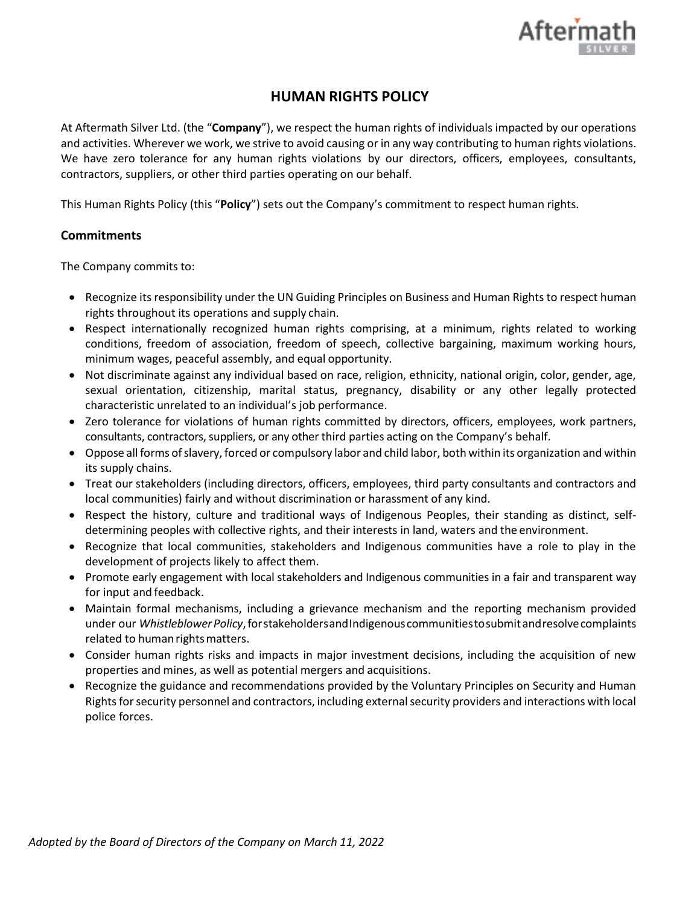# HUMAN RIGHTS POLICY

At Aftermath Silver Ltd. (the "**Company**"), we respect the human rights of individuals impacted by our operations and activities. Wherever we work, we strive to avoid causing or in any way contributing to human rights violations. We have zero tolerance for any human rights violations by our directors, officers, employees, consultants, contractors, suppliers, or other third parties operating on our behalf.

This Human Rights Policy (this "**Policy**") sets out the Company's commitment to respect human rights.

## Commitments

The Company commits to:

- Recognize its responsibility under the UN Guiding Principles on Business and Human Rights to respect human rights throughout its operations and supply chain.
- Respect internationally recognized human rights comprising, at a minimum, rights related to working conditions, freedom of association, freedom of speech, collective bargaining, maximum working hours, minimum wages, peaceful assembly, and equal opportunity.
- Not discriminate against any individual based on race, religion, ethnicity, national origin, color, gender, age, sexual orientation, citizenship, marital status, pregnancy, disability or any other legally protected characteristic unrelated to an individual's job performance.
- Zero tolerance for violations of human rights committed by directors, officers, employees, work partners, consultants, contractors, suppliers, or any other third parties acting on the Company's behalf.
- Oppose all forms of slavery, forced or compulsory labor and child labor, both within its organization and within its supply chains.
- Treat our stakeholders (including directors, officers, employees, third party consultants and contractors and local communities) fairly and without discrimination or harassment of any kind.
- Respect the history, culture and traditional ways of Indigenous Peoples, their standing as distinct, self-determining peoples with collective rights, and their interests in land, waters and the environment.
- Recognize that local communities, stakeholders and Indigenous communities have a role to play in the development of projects likely to affect them.
- Promote early engagement with local stakeholders and Indigenous communities in a fair and transparent way for input and feedback.
- Maintain formal mechanisms, including a grievance mechanism and the reporting mechanism provided under our *Whistleblower Policy*, for stakeholders and Indigenous communities to submit and resolve complaints related to human rights matters.
- Consider human rights risks and impacts in major investment decisions, including the acquisition of new properties and mines, as well as potential mergers and acquisitions.
- Recognize the guidance and recommendations provided by the Voluntary Principles on Security and Human Rights for security personnel and contractors, including external security providers and interactions with local police forces.

*Adopted by the Board of Directors of the Company on March 11, 2022*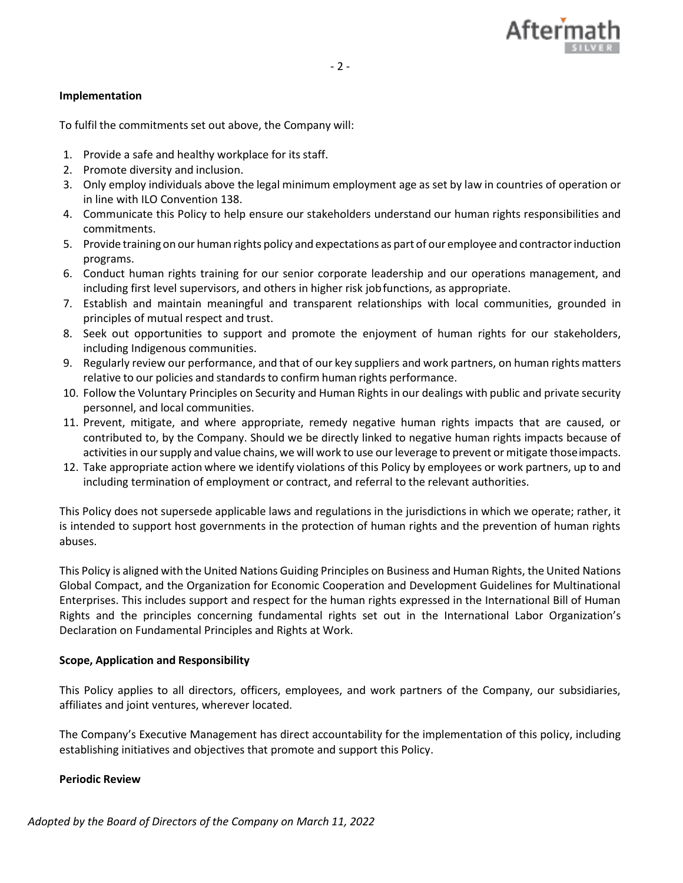**Implementation**

To fulfil the commitments set out above, the Company will:

1. Provide a safe and healthy workplace for its staff.
2. Promote diversity and inclusion.
3. Only employ individuals above the legal minimum employment age as set by law in countries of operation or in line with ILO Convention 138.
4. Communicate this Policy to help ensure our stakeholders understand our human rights responsibilities and commitments.
5. Provide training on our human rights policy and expectations as part of our employee and contractor induction programs.
6. Conduct human rights training for our senior corporate leadership and our operations management, and including first level supervisors, and others in higher risk job functions, as appropriate.
7. Establish and maintain meaningful and transparent relationships with local communities, grounded in principles of mutual respect and trust.
8. Seek out opportunities to support and promote the enjoyment of human rights for our stakeholders, including Indigenous communities.
9. Regularly review our performance, and that of our key suppliers and work partners, on human rights matters relative to our policies and standards to confirm human rights performance.
10. Follow the Voluntary Principles on Security and Human Rights in our dealings with public and private security personnel, and local communities.
11. Prevent, mitigate, and where appropriate, remedy negative human rights impacts that are caused, or contributed to, by the Company. Should we be directly linked to negative human rights impacts because of activities in our supply and value chains, we will work to use our leverage to prevent or mitigate those impacts.
12. Take appropriate action where we identify violations of this Policy by employees or work partners, up to and including termination of employment or contract, and referral to the relevant authorities.

This Policy does not supersede applicable laws and regulations in the jurisdictions in which we operate; rather, it is intended to support host governments in the protection of human rights and the prevention of human rights abuses.

This Policy is aligned with the United Nations Guiding Principles on Business and Human Rights, the United Nations Global Compact, and the Organization for Economic Cooperation and Development Guidelines for Multinational Enterprises. This includes support and respect for the human rights expressed in the International Bill of Human Rights and the principles concerning fundamental rights set out in the International Labor Organization's Declaration on Fundamental Principles and Rights at Work.

**Scope, Application and Responsibility**

This Policy applies to all directors, officers, employees, and work partners of the Company, our subsidiaries, affiliates and joint ventures, wherever located.

The Company's Executive Management has direct accountability for the implementation of this policy, including establishing initiatives and objectives that promote and support this Policy.

**Periodic Review**

*Adopted by the Board of Directors of the Company on March 11, 2022*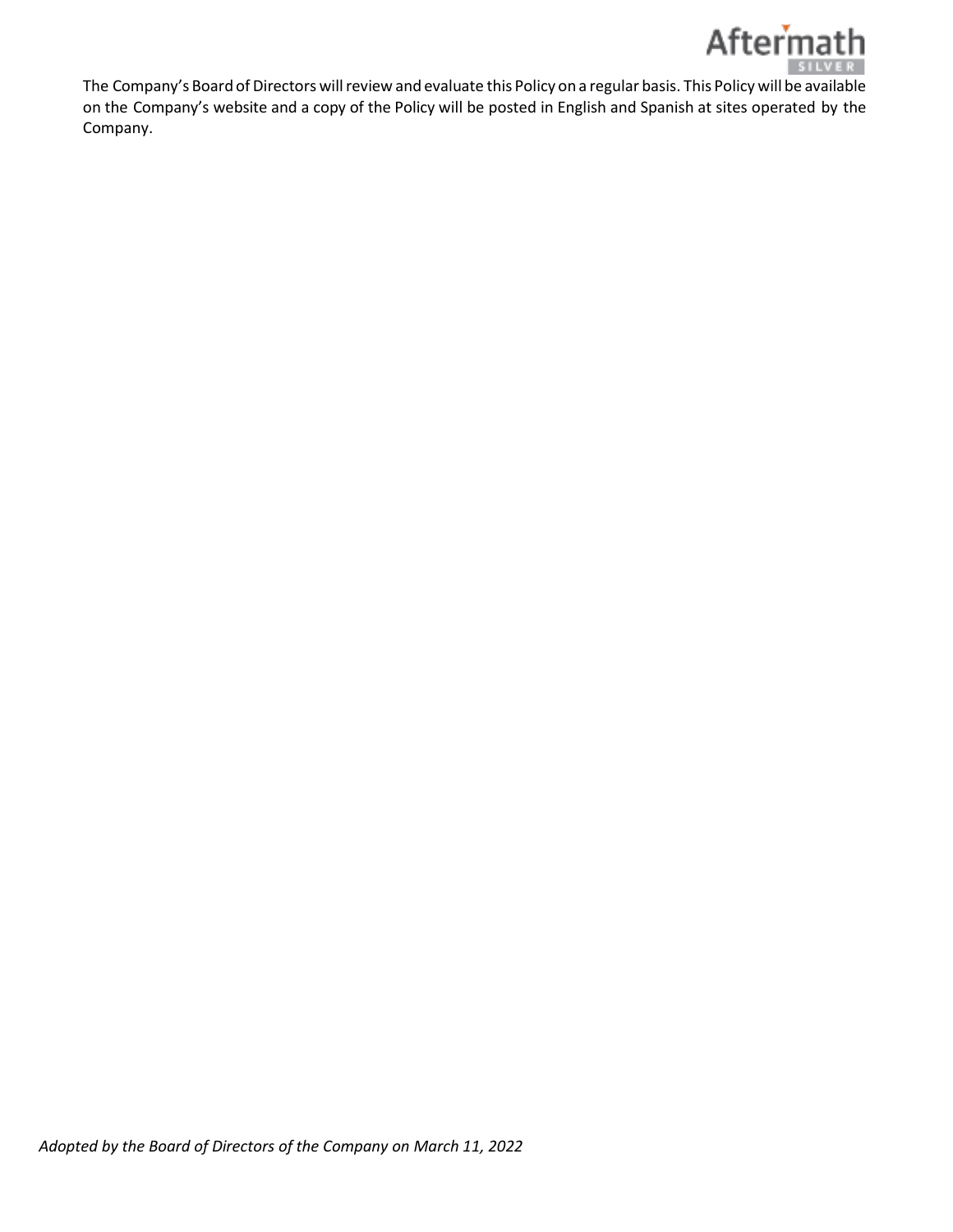The Company's Board of Directors will review and evaluate this Policy on a regular basis. This Policy will be available on the Company's website and a copy of the Policy will be posted in English and Spanish at sites operated by the Company.

*Adopted by the Board of Directors of the Company on March 11, 2022*